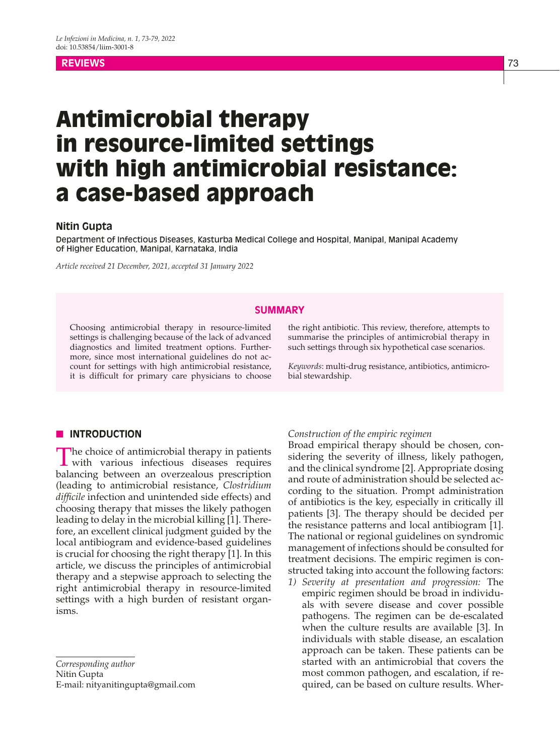# Antimicrobial therapy in resource-limited settings with high antimicrobial resistance: a case-based approach

**Nitin Gupta**

Department of Infectious Diseases, Kasturba Medical College and Hospital, Manipal, Manipal Academy of Higher Education, Manipal, Karnataka, India

*Article received 21 December, 2021, accepted 31 January 2022*

## SUMMARY

Choosing antimicrobial therapy in resource-limited settings is challenging because of the lack of advanced diagnostics and limited treatment options. Furthermore, since most international guidelines do not account for settings with high antimicrobial resistance, it is difficult for primary care physicians to choose the right antibiotic. This review, therefore, attempts to summarise the principles of antimicrobial therapy in such settings through six hypothetical case scenarios.

*Keywords*: multi-drug resistance, antibiotics, antimicrobial stewardship.

## INTRODUCTION

The choice of antimicrobial therapy in patients with various infectious diseases requires balancing between an overzealous prescription (leading to antimicrobial resistance, *Clostridium difficile* infection and unintended side effects) and choosing therapy that misses the likely pathogen leading to delay in the microbial killing [1]. Therefore, an excellent clinical judgment guided by the local antibiogram and evidence-based guidelines is crucial for choosing the right therapy [1]. In this article, we discuss the principles of antimicrobial therapy and a stepwise approach to selecting the right antimicrobial therapy in resource-limited settings with a high burden of resistant organisms.

*Corresponding author*
Nitin Gupta
E-mail: nityanitingupta@gmail.com

*Construction of the empiric regimen*

Broad empirical therapy should be chosen, considering the severity of illness, likely pathogen, and the clinical syndrome [2]. Appropriate dosing and route of administration should be selected according to the situation. Prompt administration of antibiotics is the key, especially in critically ill patients [3]. The therapy should be decided per the resistance patterns and local antibiogram [1]. The national or regional guidelines on syndromic management of infections should be consulted for treatment decisions. The empiric regimen is constructed taking into account the following factors:

1) *Severity at presentation and progression:* The empiric regimen should be broad in individuals with severe disease and cover possible pathogens. The regimen can be de-escalated when the culture results are available [3]. In individuals with stable disease, an escalation approach can be taken. These patients can be started with an antimicrobial that covers the most common pathogen, and escalation, if required, can be based on culture results. Wher-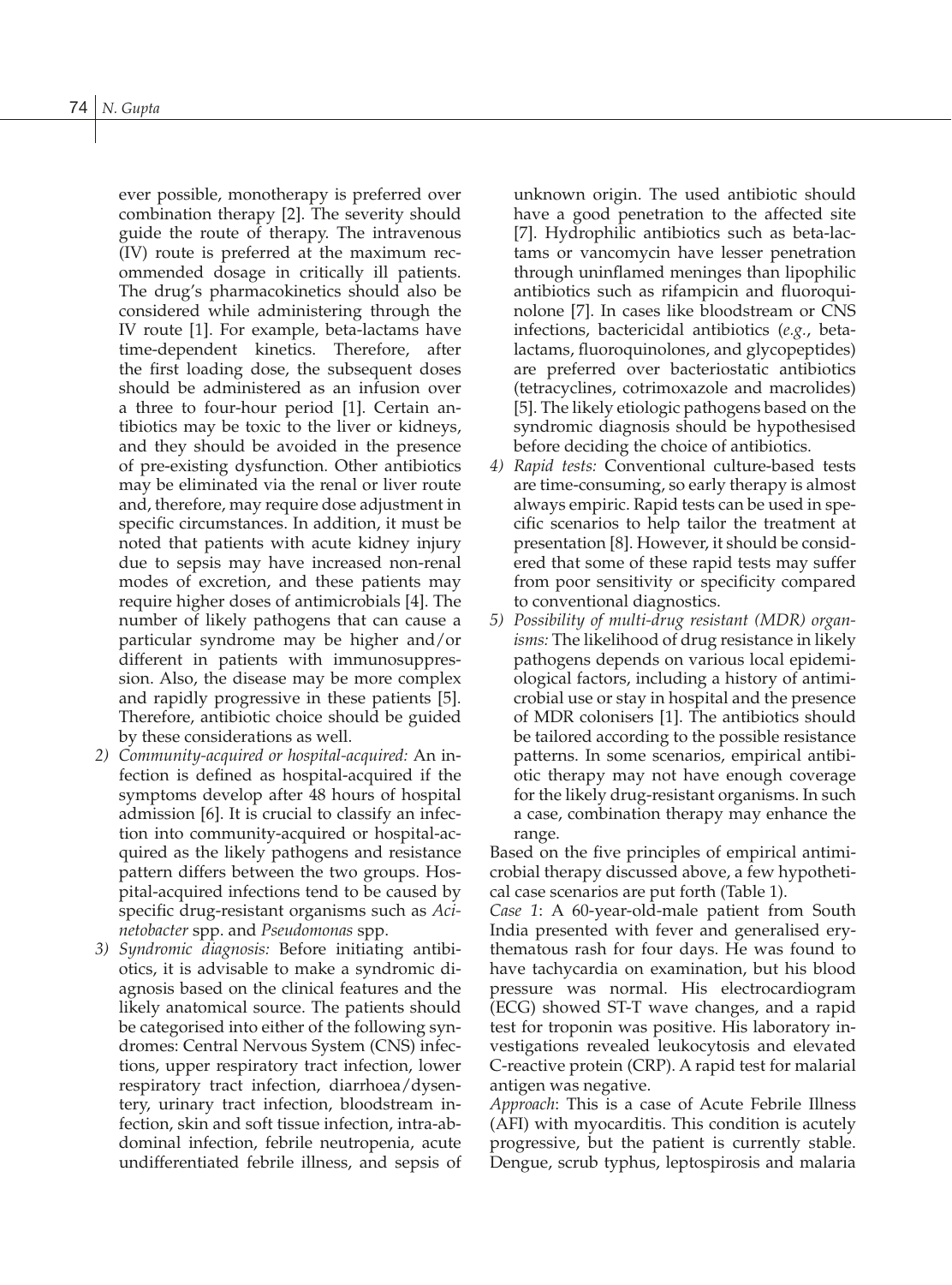ever possible, monotherapy is preferred over combination therapy [2]. The severity should guide the route of therapy. The intravenous (IV) route is preferred at the maximum recommended dosage in critically ill patients. The drug's pharmacokinetics should also be considered while administering through the IV route [1]. For example, beta-lactams have time-dependent kinetics. Therefore, after the first loading dose, the subsequent doses should be administered as an infusion over a three to four-hour period [1]. Certain antibiotics may be toxic to the liver or kidneys, and they should be avoided in the presence of pre-existing dysfunction. Other antibiotics may be eliminated via the renal or liver route and, therefore, may require dose adjustment in specific circumstances. In addition, it must be noted that patients with acute kidney injury due to sepsis may have increased non-renal modes of excretion, and these patients may require higher doses of antimicrobials [4]. The number of likely pathogens that can cause a particular syndrome may be higher and/or different in patients with immunosuppression. Also, the disease may be more complex and rapidly progressive in these patients [5]. Therefore, antibiotic choice should be guided by these considerations as well.

2) *Community-acquired or hospital-acquired:* An infection is defined as hospital-acquired if the symptoms develop after 48 hours of hospital admission [6]. It is crucial to classify an infection into community-acquired or hospital-acquired as the likely pathogens and resistance pattern differs between the two groups. Hospital-acquired infections tend to be caused by specific drug-resistant organisms such as *Acinetobacter* spp. and *Pseudomonas* spp.
3) *Syndromic diagnosis:* Before initiating antibiotics, it is advisable to make a syndromic diagnosis based on the clinical features and the likely anatomical source. The patients should be categorised into either of the following syndromes: Central Nervous System (CNS) infections, upper respiratory tract infection, lower respiratory tract infection, diarrhoea/dysentery, urinary tract infection, bloodstream infection, skin and soft tissue infection, intra-abdominal infection, febrile neutropenia, acute undifferentiated febrile illness, and sepsis of unknown origin. The used antibiotic should have a good penetration to the affected site [7]. Hydrophilic antibiotics such as beta-lactams or vancomycin have lesser penetration through uninflamed meninges than lipophilic antibiotics such as rifampicin and fluoroquinolone [7]. In cases like bloodstream or CNS infections, bactericidal antibiotics (*e.g.*, beta-lactams, fluoroquinolones, and glycopeptides) are preferred over bacteriostatic antibiotics (tetracyclines, cotrimoxazole and macrolides) [5]. The likely etiologic pathogens based on the syndromic diagnosis should be hypothesised before deciding the choice of antibiotics.
4) *Rapid tests:* Conventional culture-based tests are time-consuming, so early therapy is almost always empiric. Rapid tests can be used in specific scenarios to help tailor the treatment at presentation [8]. However, it should be considered that some of these rapid tests may suffer from poor sensitivity or specificity compared to conventional diagnostics.
5) *Possibility of multi-drug resistant (MDR) organisms:* The likelihood of drug resistance in likely pathogens depends on various local epidemiological factors, including a history of antimicrobial use or stay in hospital and the presence of MDR colonisers [1]. The antibiotics should be tailored according to the possible resistance patterns. In some scenarios, empirical antibiotic therapy may not have enough coverage for the likely drug-resistant organisms. In such a case, combination therapy may enhance the range.

Based on the five principles of empirical antimicrobial therapy discussed above, a few hypothetical case scenarios are put forth (Table 1).

*Case 1*: A 60-year-old-male patient from South India presented with fever and generalised erythematous rash for four days. He was found to have tachycardia on examination, but his blood pressure was normal. His electrocardiogram (ECG) showed ST-T wave changes, and a rapid test for troponin was positive. His laboratory investigations revealed leukocytosis and elevated C-reactive protein (CRP). A rapid test for malarial antigen was negative.

*Approach*: This is a case of Acute Febrile Illness (AFI) with myocarditis. This condition is acutely progressive, but the patient is currently stable. Dengue, scrub typhus, leptospirosis and malaria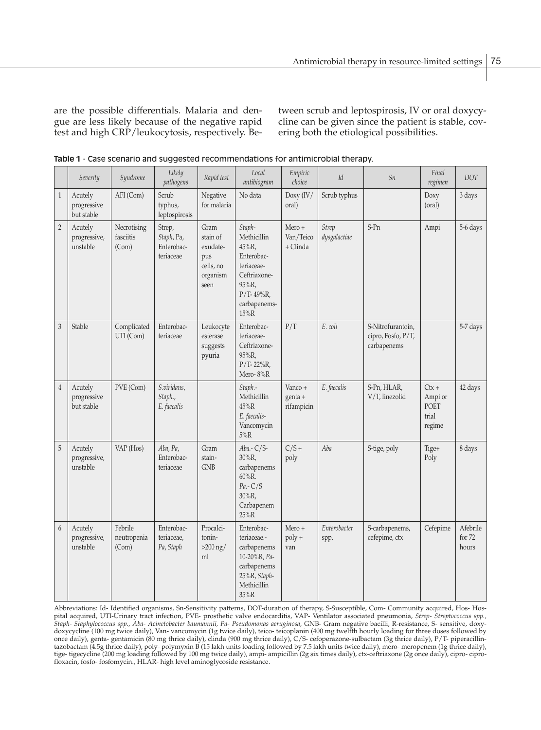are the possible differentials. Malaria and dengue are less likely because of the negative rapid test and high CRP/leukocytosis, respectively. Between scrub and leptospirosis, IV or oral doxycycline can be given since the patient is stable, covering both the etiological possibilities.

**Table 1** - Case scenario and suggested recommendations for antimicrobial therapy.

| | *Severity* | *Syndrome* | *Likely pathogens* | *Rapid test* | *Local antibiogram* | *Empiric choice* | *Id* | *Sn* | *Final regimen* | *DOT* |
|---|---|---|---|---|---|---|---|---|---|---|
| 1 | Acutely progressive but stable | AFI (Com) | Scrub typhus, leptospirosis | Negative for malaria | No data | Doxy (IV/ oral) | Scrub typhus | | Doxy (oral) | 3 days |
| 2 | Acutely progressive, unstable | Necrotising fasciitis (Com) | Strep, *Staph*, Pa, Enterobacteriaceae | Gram stain of exudate-pus cells, no organism seen | *Staph*- Methicillin 45%R, Enterobacteriaceae- Ceftriaxone- 95%R, P/T- 49%R, carbapenems- 15%R | Mero + Van/Teico + Clinda | *Strep dysgalactiae* | S-Pn | Ampi | 5-6 days |
| 3 | Stable | Complicated UTI (Com) | Enterobacteriaceae | Leukocyte esterase suggests pyuria | Enterobacteriaceae- Ceftriaxone- 95%R, P/T- 22%R, Mero- 8%R | P/T | *E. coli* | S-Nitrofurantoin, cipro, Fosfo, P/T, carbapenems | | 5-7 days |
| 4 | Acutely progressive but stable | PVE (Com) | *S.viridans*, *Staph.*, *E. faecalis* | | *Staph.*- Methicillin 45%R *E. faecalis*- Vancomycin 5%R | Vanco + genta + rifampicin | *E. faecalis* | S-Pn, HLAR, V/T, linezolid | Ctx + Ampi or POET trial regime | 42 days |
| 5 | Acutely progressive, unstable | VAP (Hos) | *Aba*, *Pa*, Enterobacteriaceae | Gram stain- GNB | *Aba*.- C/S- 30%R, carbapenems 60%R. *Pa*.- C/S 30%R, Carbapenem 25%R | C/S + poly | *Aba* | S-tige, poly | Tige+ Poly | 8 days |
| 6 | Acutely progressive, unstable | Febrile neutropenia (Com) | Enterobacteriaceae, *Pa*, *Staph* | Procalcitonin- >200 ng/ ml | Enterobacteriaceae.- carbapenems 10-20%R, *Pa*- carbapenems 25%R, *Staph*- Methicillin 35%R | Mero + poly + van | *Enterobacter* spp. | S-carbapenems, cefepime, ctx | Cefepime | Afebrile for 72 hours |

Abbreviations: Id- Identified organisms, Sn-Sensitivity patterns, DOT-duration of therapy, S-Susceptible, Com- Community acquired, Hos- Hospital acquired, UTI-Urinary tract infection, PVE- prosthetic valve endocarditis, VAP- Ventilator associated pneumonia, *Strep- Streptococcus spp., Staph- Staphylococcus spp., Aba- Acinetobacter baumannii, Pa- Pseudomonas aeruginosa,* GNB- Gram negative bacilli, R-resistance, S- sensitive, doxy- doxycycline (100 mg twice daily), Van- vancomycin (1g twice daily), teico- teicoplanin (400 mg twelfth hourly loading for three doses followed by once daily), genta- gentamicin (80 mg thrice daily), clinda (900 mg thrice daily), C/S- cefoperazone-sulbactam (3g thrice daily), P/T- piperacillin-tazobactam (4.5g thrice daily), poly- polymyxin B (15 lakh units loading followed by 7.5 lakh units twice daily), mero- meropenem (1g thrice daily), tige- tigecycline (200 mg loading followed by 100 mg twice daily), ampi- ampicillin (2g six times daily), ctx-ceftriaxone (2g once daily), cipro- ciprofloxacin, fosfo- fosfomycin., HLAR- high level aminoglycoside resistance.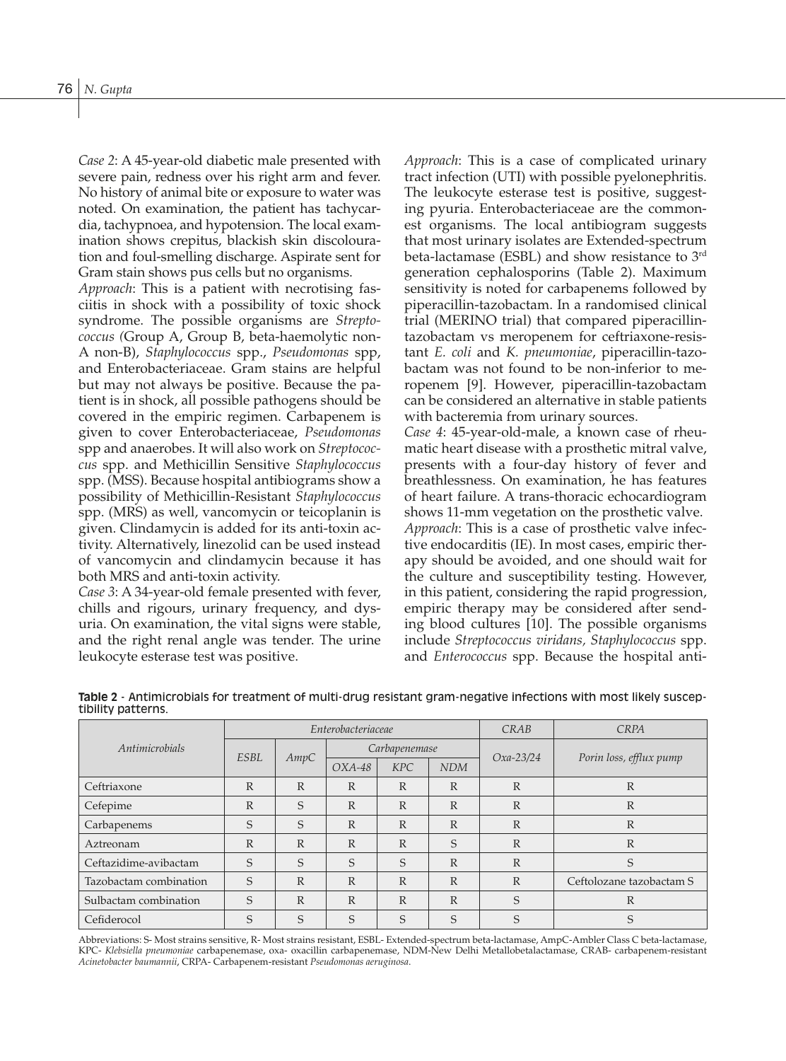*Case 2*: A 45-year-old diabetic male presented with severe pain, redness over his right arm and fever. No history of animal bite or exposure to water was noted. On examination, the patient has tachycardia, tachypnoea, and hypotension. The local examination shows crepitus, blackish skin discolouration and foul-smelling discharge. Aspirate sent for Gram stain shows pus cells but no organisms.

*Approach*: This is a patient with necrotising fasciitis in shock with a possibility of toxic shock syndrome. The possible organisms are *Streptococcus (*Group A, Group B, beta-haemolytic non-A non-B), *Staphylococcus* spp., *Pseudomonas* spp, and Enterobacteriaceae. Gram stains are helpful but may not always be positive. Because the patient is in shock, all possible pathogens should be covered in the empiric regimen. Carbapenem is given to cover Enterobacteriaceae, *Pseudomonas* spp and anaerobes. It will also work on *Streptococcus* spp. and Methicillin Sensitive *Staphylococcus* spp. (MSS). Because hospital antibiograms show a possibility of Methicillin-Resistant *Staphylococcus* spp. (MRS) as well, vancomycin or teicoplanin is given. Clindamycin is added for its anti-toxin activity. Alternatively, linezolid can be used instead of vancomycin and clindamycin because it has both MRS and anti-toxin activity.

*Case 3*: A 34-year-old female presented with fever, chills and rigours, urinary frequency, and dysuria. On examination, the vital signs were stable, and the right renal angle was tender. The urine leukocyte esterase test was positive.

*Approach*: This is a case of complicated urinary tract infection (UTI) with possible pyelonephritis. The leukocyte esterase test is positive, suggesting pyuria. Enterobacteriaceae are the commonest organisms. The local antibiogram suggests that most urinary isolates are Extended-spectrum beta-lactamase (ESBL) and show resistance to 3rd generation cephalosporins (Table 2). Maximum sensitivity is noted for carbapenems followed by piperacillin-tazobactam. In a randomised clinical trial (MERINO trial) that compared piperacillin-tazobactam vs meropenem for ceftriaxone-resistant *E. coli* and *K. pneumoniae*, piperacillin-tazobactam was not found to be non-inferior to meropenem [9]. However, piperacillin-tazobactam can be considered an alternative in stable patients with bacteremia from urinary sources.

*Case 4*: 45-year-old-male, a known case of rheumatic heart disease with a prosthetic mitral valve, presents with a four-day history of fever and breathlessness. On examination, he has features of heart failure. A trans-thoracic echocardiogram shows 11-mm vegetation on the prosthetic valve.

*Approach*: This is a case of prosthetic valve infective endocarditis (IE). In most cases, empiric therapy should be avoided, and one should wait for the culture and susceptibility testing. However, in this patient, considering the rapid progression, empiric therapy may be considered after sending blood cultures [10]. The possible organisms include *Streptococcus viridans, Staphylococcus* spp. and *Enterococcus* spp. Because the hospital anti-

**Table 2** - Antimicrobials for treatment of multi-drug resistant gram-negative infections with most likely susceptibility patterns.

| *Antimicrobials* | *Enterobacteriaceae* | | | | | *CRAB* | *CRPA* |
|---|---|---|---|---|---|---|---|
| | *ESBL* | *AmpC* | *Carbapenemase* | | | *Oxa-23/24* | *Porin loss, efflux pump* |
| | | | *OXA-48* | *KPC* | *NDM* | | |
| Ceftriaxone | R | R | R | R | R | R | R |
| Cefepime | R | S | R | R | R | R | R |
| Carbapenems | S | S | R | R | R | R | R |
| Aztreonam | R | R | R | R | S | R | R |
| Ceftazidime-avibactam | S | S | S | S | R | R | S |
| Tazobactam combination | S | R | R | R | R | R | Ceftolozane tazobactam S |
| Sulbactam combination | S | R | R | R | R | S | R |
| Cefiderocol | S | S | S | S | S | S | S |

Abbreviations: S- Most strains sensitive, R- Most strains resistant, ESBL- Extended-spectrum beta-lactamase, AmpC-Ambler Class C beta-lactamase, KPC- *Klebsiella pneumoniae* carbapenemase, oxa- oxacillin carbapenemase, NDM-New Delhi Metallobetalactamase, CRAB- carbapenem-resistant *Acinetobacter baumannii*, CRPA- Carbapenem-resistant *Pseudomonas aeruginosa*.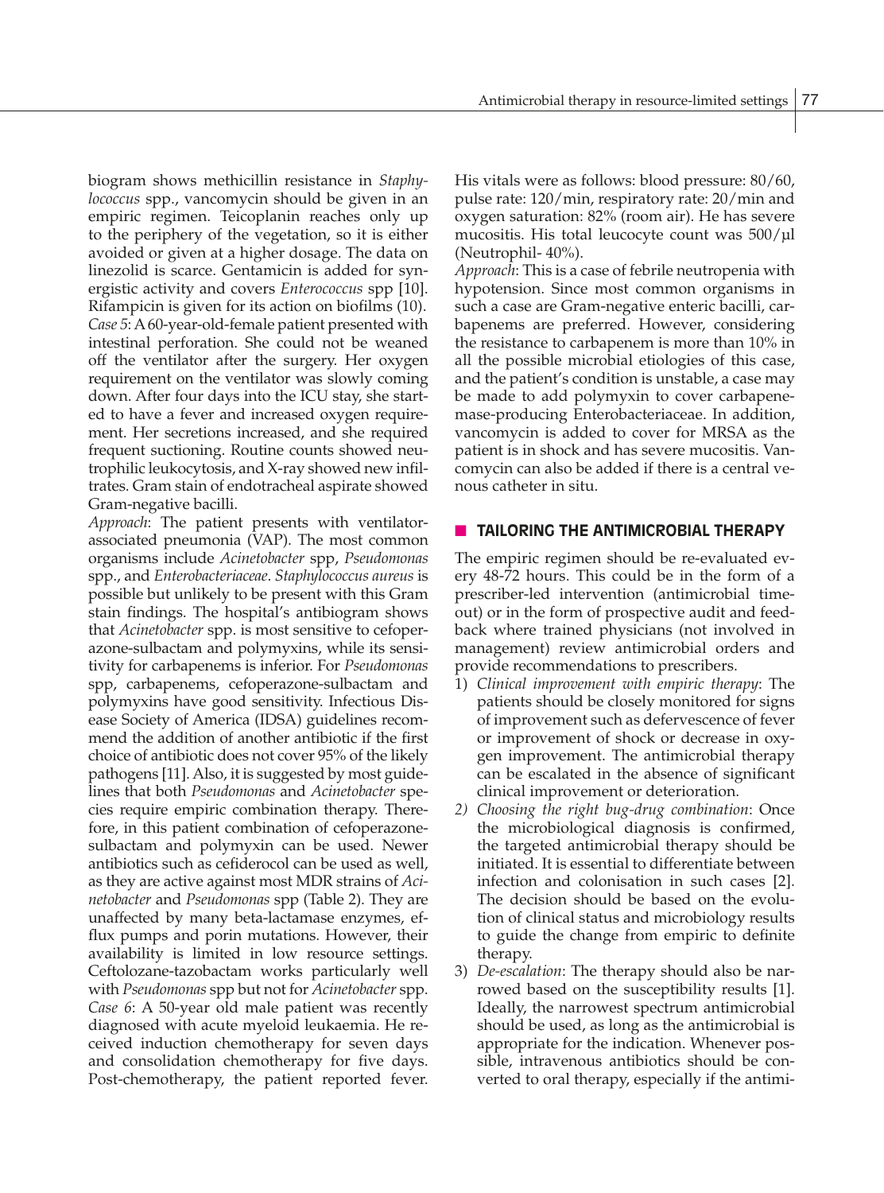biogram shows methicillin resistance in *Staphylococcus* spp., vancomycin should be given in an empiric regimen. Teicoplanin reaches only up to the periphery of the vegetation, so it is either avoided or given at a higher dosage. The data on linezolid is scarce. Gentamicin is added for synergistic activity and covers *Enterococcus* spp [10]. Rifampicin is given for its action on biofilms (10).

*Case 5*: A 60-year-old-female patient presented with intestinal perforation. She could not be weaned off the ventilator after the surgery. Her oxygen requirement on the ventilator was slowly coming down. After four days into the ICU stay, she started to have a fever and increased oxygen requirement. Her secretions increased, and she required frequent suctioning. Routine counts showed neutrophilic leukocytosis, and X-ray showed new infiltrates. Gram stain of endotracheal aspirate showed Gram-negative bacilli.

*Approach*: The patient presents with ventilator-associated pneumonia (VAP). The most common organisms include *Acinetobacter* spp, *Pseudomonas* spp., and *Enterobacteriaceae*. *Staphylococcus aureus* is possible but unlikely to be present with this Gram stain findings. The hospital's antibiogram shows that *Acinetobacter* spp. is most sensitive to cefoperazone-sulbactam and polymyxins, while its sensitivity for carbapenems is inferior. For *Pseudomonas* spp, carbapenems, cefoperazone-sulbactam and polymyxins have good sensitivity. Infectious Disease Society of America (IDSA) guidelines recommend the addition of another antibiotic if the first choice of antibiotic does not cover 95% of the likely pathogens [11]. Also, it is suggested by most guidelines that both *Pseudomonas* and *Acinetobacter* species require empiric combination therapy. Therefore, in this patient combination of cefoperazone-sulbactam and polymyxin can be used. Newer antibiotics such as cefiderocol can be used as well, as they are active against most MDR strains of *Acinetobacter* and *Pseudomonas* spp (Table 2). They are unaffected by many beta-lactamase enzymes, efflux pumps and porin mutations. However, their availability is limited in low resource settings. Ceftolozane-tazobactam works particularly well with *Pseudomonas* spp but not for *Acinetobacter* spp.

*Case 6*: A 50-year old male patient was recently diagnosed with acute myeloid leukaemia. He received induction chemotherapy for seven days and consolidation chemotherapy for five days. Post-chemotherapy, the patient reported fever. His vitals were as follows: blood pressure: 80/60, pulse rate: 120/min, respiratory rate: 20/min and oxygen saturation: 82% (room air). He has severe mucositis. His total leucocyte count was 500/µl (Neutrophil- 40%).

*Approach*: This is a case of febrile neutropenia with hypotension. Since most common organisms in such a case are Gram-negative enteric bacilli, carbapenems are preferred. However, considering the resistance to carbapenem is more than 10% in all the possible microbial etiologies of this case, and the patient's condition is unstable, a case may be made to add polymyxin to cover carbapenemase-producing Enterobacteriaceae. In addition, vancomycin is added to cover for MRSA as the patient is in shock and has severe mucositis. Vancomycin can also be added if there is a central venous catheter in situ.

## TAILORING THE ANTIMICROBIAL THERAPY

The empiric regimen should be re-evaluated every 48-72 hours. This could be in the form of a prescriber-led intervention (antimicrobial timeout) or in the form of prospective audit and feedback where trained physicians (not involved in management) review antimicrobial orders and provide recommendations to prescribers.

1) *Clinical improvement with empiric therapy*: The patients should be closely monitored for signs of improvement such as defervescence of fever or improvement of shock or decrease in oxygen improvement. The antimicrobial therapy can be escalated in the absence of significant clinical improvement or deterioration.
2) *Choosing the right bug-drug combination*: Once the microbiological diagnosis is confirmed, the targeted antimicrobial therapy should be initiated. It is essential to differentiate between infection and colonisation in such cases [2]. The decision should be based on the evolution of clinical status and microbiology results to guide the change from empiric to definite therapy.
3) *De-escalation*: The therapy should also be narrowed based on the susceptibility results [1]. Ideally, the narrowest spectrum antimicrobial should be used, as long as the antimicrobial is appropriate for the indication. Whenever possible, intravenous antibiotics should be converted to oral therapy, especially if the antimi-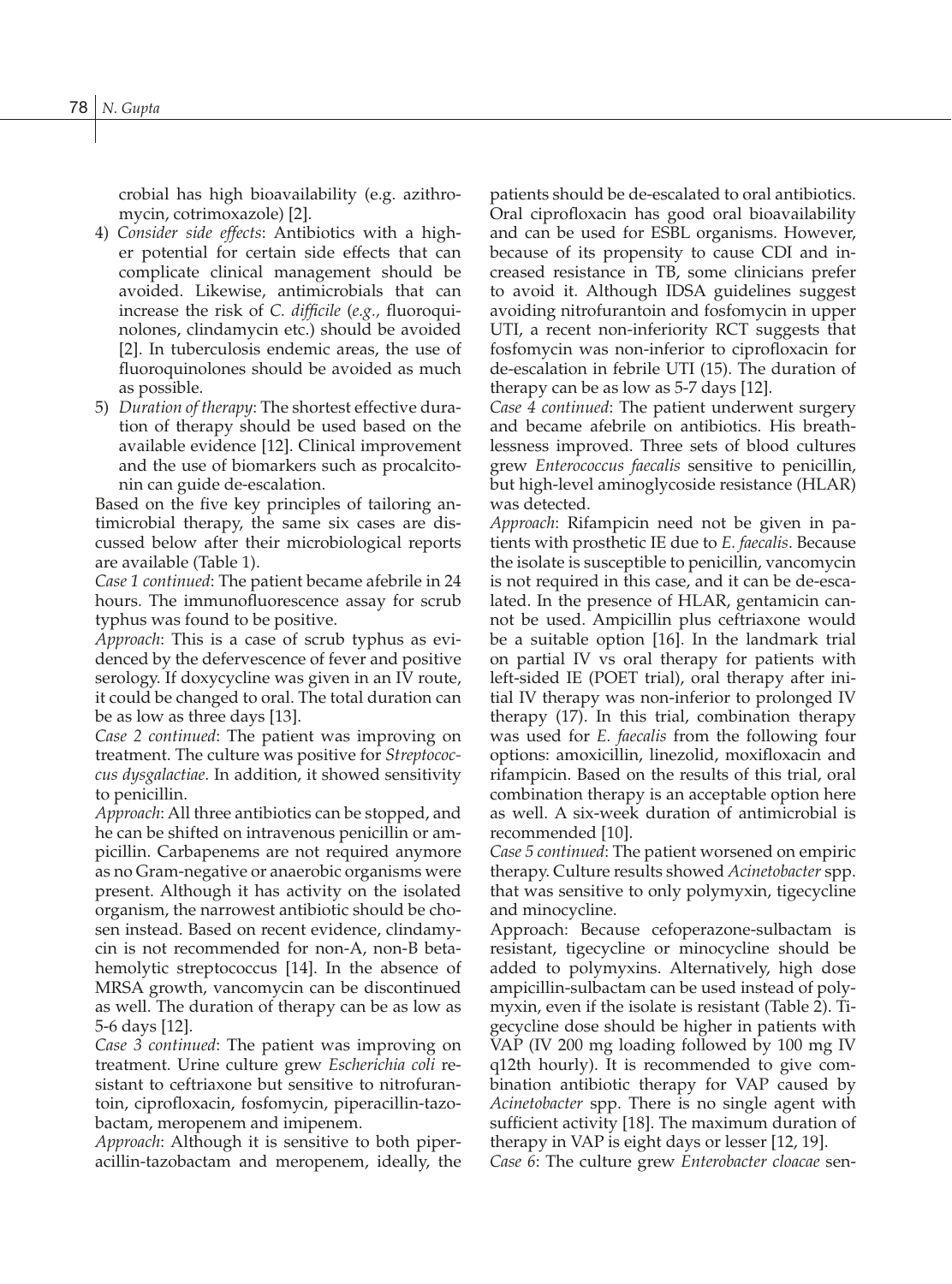crobial has high bioavailability (e.g. azithromycin, cotrimoxazole) [2].

4) *Consider side effects*: Antibiotics with a higher potential for certain side effects that can complicate clinical management should be avoided. Likewise, antimicrobials that can increase the risk of *C. difficile* (*e.g.*, fluoroquinolones, clindamycin etc.) should be avoided [2]. In tuberculosis endemic areas, the use of fluoroquinolones should be avoided as much as possible.
5) *Duration of therapy*: The shortest effective duration of therapy should be used based on the available evidence [12]. Clinical improvement and the use of biomarkers such as procalcitonin can guide de-escalation.

Based on the five key principles of tailoring antimicrobial therapy, the same six cases are discussed below after their microbiological reports are available (Table 1).

*Case 1 continued*: The patient became afebrile in 24 hours. The immunofluorescence assay for scrub typhus was found to be positive.

*Approach*: This is a case of scrub typhus as evidenced by the defervescence of fever and positive serology. If doxycycline was given in an IV route, it could be changed to oral. The total duration can be as low as three days [13].

*Case 2 continued*: The patient was improving on treatment. The culture was positive for *Streptococcus dysgalactiae*. In addition, it showed sensitivity to penicillin.

*Approach*: All three antibiotics can be stopped, and he can be shifted on intravenous penicillin or ampicillin. Carbapenems are not required anymore as no Gram-negative or anaerobic organisms were present. Although it has activity on the isolated organism, the narrowest antibiotic should be chosen instead. Based on recent evidence, clindamycin is not recommended for non-A, non-B beta-hemolytic streptococcus [14]. In the absence of MRSA growth, vancomycin can be discontinued as well. The duration of therapy can be as low as 5-6 days [12].

*Case 3 continued*: The patient was improving on treatment. Urine culture grew *Escherichia coli* resistant to ceftriaxone but sensitive to nitrofurantoin, ciprofloxacin, fosfomycin, piperacillin-tazobactam, meropenem and imipenem.

*Approach*: Although it is sensitive to both piperacillin-tazobactam and meropenem, ideally, the patients should be de-escalated to oral antibiotics. Oral ciprofloxacin has good oral bioavailability and can be used for ESBL organisms. However, because of its propensity to cause CDI and increased resistance in TB, some clinicians prefer to avoid it. Although IDSA guidelines suggest avoiding nitrofurantoin and fosfomycin in upper UTI, a recent non-inferiority RCT suggests that fosfomycin was non-inferior to ciprofloxacin for de-escalation in febrile UTI (15). The duration of therapy can be as low as 5-7 days [12].

*Case 4 continued*: The patient underwent surgery and became afebrile on antibiotics. His breathlessness improved. Three sets of blood cultures grew *Enterococcus faecalis* sensitive to penicillin, but high-level aminoglycoside resistance (HLAR) was detected.

*Approach*: Rifampicin need not be given in patients with prosthetic IE due to *E. faecalis*. Because the isolate is susceptible to penicillin, vancomycin is not required in this case, and it can be de-escalated. In the presence of HLAR, gentamicin cannot be used. Ampicillin plus ceftriaxone would be a suitable option [16]. In the landmark trial on partial IV vs oral therapy for patients with left-sided IE (POET trial), oral therapy after initial IV therapy was non-inferior to prolonged IV therapy (17). In this trial, combination therapy was used for *E. faecalis* from the following four options: amoxicillin, linezolid, moxifloxacin and rifampicin. Based on the results of this trial, oral combination therapy is an acceptable option here as well. A six-week duration of antimicrobial is recommended [10].

*Case 5 continued*: The patient worsened on empiric therapy. Culture results showed *Acinetobacter* spp. that was sensitive to only polymyxin, tigecycline and minocycline.

Approach: Because cefoperazone-sulbactam is resistant, tigecycline or minocycline should be added to polymyxins. Alternatively, high dose ampicillin-sulbactam can be used instead of polymyxin, even if the isolate is resistant (Table 2). Tigecycline dose should be higher in patients with VAP (IV 200 mg loading followed by 100 mg IV q12th hourly). It is recommended to give combination antibiotic therapy for VAP caused by *Acinetobacter* spp. There is no single agent with sufficient activity [18]. The maximum duration of therapy in VAP is eight days or lesser [12, 19].

*Case 6*: The culture grew *Enterobacter cloacae* sen-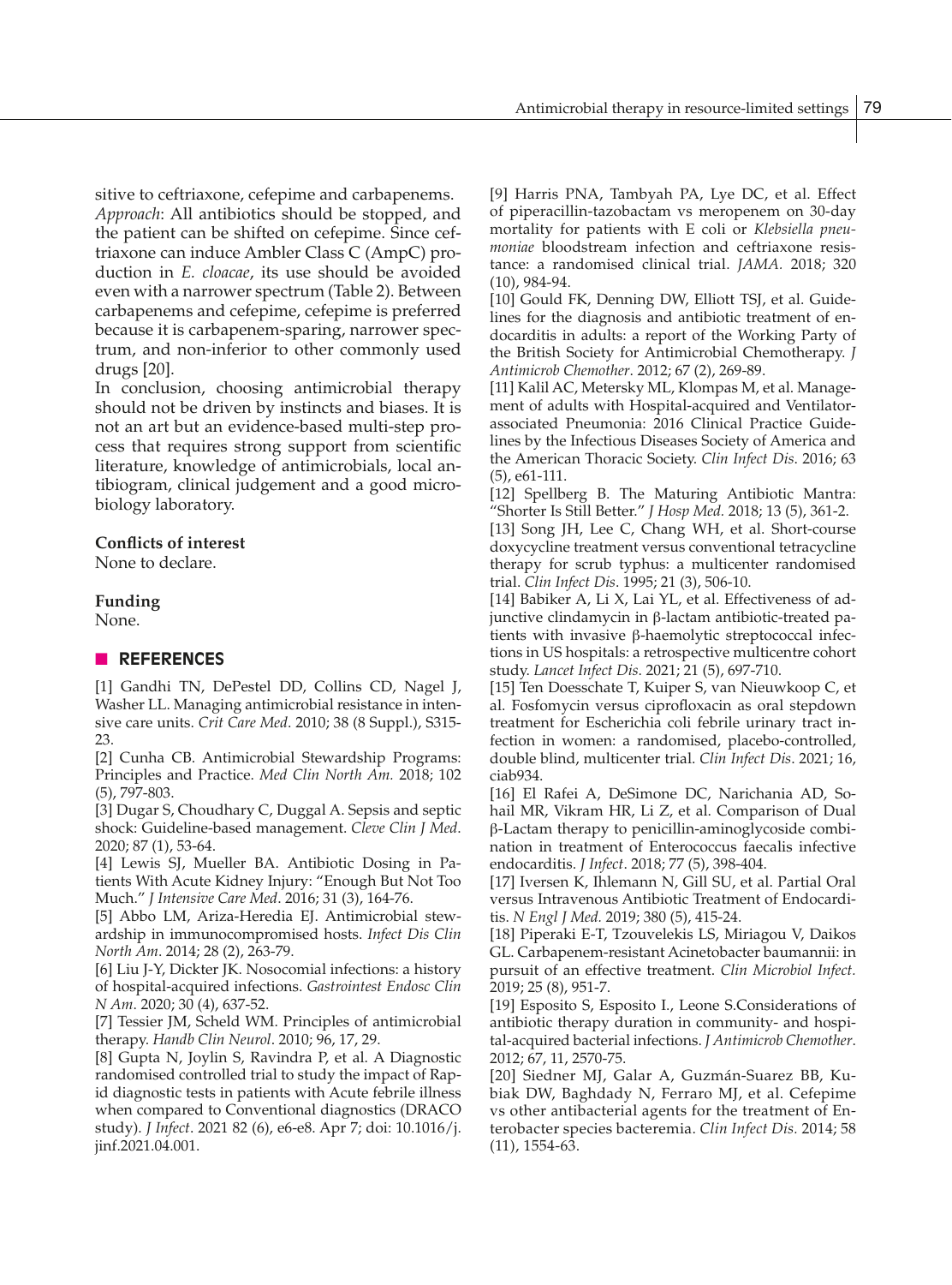sitive to ceftriaxone, cefepime and carbapenems. *Approach*: All antibiotics should be stopped, and the patient can be shifted on cefepime. Since ceftriaxone can induce Ambler Class C (AmpC) production in *E. cloacae*, its use should be avoided even with a narrower spectrum (Table 2). Between carbapenems and cefepime, cefepime is preferred because it is carbapenem-sparing, narrower spectrum, and non-inferior to other commonly used drugs [20].

In conclusion, choosing antimicrobial therapy should not be driven by instincts and biases. It is not an art but an evidence-based multi-step process that requires strong support from scientific literature, knowledge of antimicrobials, local antibiogram, clinical judgement and a good microbiology laboratory.

**Conflicts of interest**

None to declare.

**Funding**

None.

## REFERENCES

[1] Gandhi TN, DePestel DD, Collins CD, Nagel J, Washer LL. Managing antimicrobial resistance in intensive care units. *Crit Care Med*. 2010; 38 (8 Suppl.), S315-23.

[2] Cunha CB. Antimicrobial Stewardship Programs: Principles and Practice. *Med Clin North Am.* 2018; 102 (5), 797-803.

[3] Dugar S, Choudhary C, Duggal A. Sepsis and septic shock: Guideline-based management. *Cleve Clin J Med*. 2020; 87 (1), 53-64.

[4] Lewis SJ, Mueller BA. Antibiotic Dosing in Patients With Acute Kidney Injury: "Enough But Not Too Much." *J Intensive Care Med*. 2016; 31 (3), 164-76.

[5] Abbo LM, Ariza-Heredia EJ. Antimicrobial stewardship in immunocompromised hosts. *Infect Dis Clin North Am*. 2014; 28 (2), 263-79.

[6] Liu J-Y, Dickter JK. Nosocomial infections: a history of hospital-acquired infections. *Gastrointest Endosc Clin N Am*. 2020; 30 (4), 637-52.

[7] Tessier JM, Scheld WM. Principles of antimicrobial therapy. *Handb Clin Neurol*. 2010; 96, 17, 29.

[8] Gupta N, Joylin S, Ravindra P, et al. A Diagnostic randomised controlled trial to study the impact of Rapid diagnostic tests in patients with Acute febrile illness when compared to Conventional diagnostics (DRACO study). *J Infect*. 2021 82 (6), e6-e8. Apr 7; doi: 10.1016/j.jinf.2021.04.001.

[9] Harris PNA, Tambyah PA, Lye DC, et al. Effect of piperacillin-tazobactam vs meropenem on 30-day mortality for patients with E coli or *Klebsiella pneumoniae* bloodstream infection and ceftriaxone resistance: a randomised clinical trial. *JAMA*. 2018; 320 (10), 984-94.

[10] Gould FK, Denning DW, Elliott TSJ, et al. Guidelines for the diagnosis and antibiotic treatment of endocarditis in adults: a report of the Working Party of the British Society for Antimicrobial Chemotherapy. *J Antimicrob Chemother*. 2012; 67 (2), 269-89.

[11] Kalil AC, Metersky ML, Klompas M, et al. Management of adults with Hospital-acquired and Ventilator-associated Pneumonia: 2016 Clinical Practice Guidelines by the Infectious Diseases Society of America and the American Thoracic Society. *Clin Infect Dis*. 2016; 63 (5), e61-111.

[12] Spellberg B. The Maturing Antibiotic Mantra: "Shorter Is Still Better." *J Hosp Med*. 2018; 13 (5), 361-2.

[13] Song JH, Lee C, Chang WH, et al. Short-course doxycycline treatment versus conventional tetracycline therapy for scrub typhus: a multicenter randomised trial. *Clin Infect Dis*. 1995; 21 (3), 506-10.

[14] Babiker A, Li X, Lai YL, et al. Effectiveness of adjunctive clindamycin in β-lactam antibiotic-treated patients with invasive β-haemolytic streptococcal infections in US hospitals: a retrospective multicentre cohort study. *Lancet Infect Dis*. 2021; 21 (5), 697-710.

[15] Ten Doesschate T, Kuiper S, van Nieuwkoop C, et al. Fosfomycin versus ciprofloxacin as oral stepdown treatment for Escherichia coli febrile urinary tract infection in women: a randomised, placebo-controlled, double blind, multicenter trial. *Clin Infect Dis*. 2021; 16, ciab934.

[16] El Rafei A, DeSimone DC, Narichania AD, Sohail MR, Vikram HR, Li Z, et al. Comparison of Dual β-Lactam therapy to penicillin-aminoglycoside combination in treatment of Enterococcus faecalis infective endocarditis. *J Infect*. 2018; 77 (5), 398-404.

[17] Iversen K, Ihlemann N, Gill SU, et al. Partial Oral versus Intravenous Antibiotic Treatment of Endocarditis. *N Engl J Med.* 2019; 380 (5), 415-24.

[18] Piperaki E-T, Tzouvelekis LS, Miriagou V, Daikos GL. Carbapenem-resistant Acinetobacter baumannii: in pursuit of an effective treatment. *Clin Microbiol Infect.* 2019; 25 (8), 951-7.

[19] Esposito S, Esposito I., Leone S.Considerations of antibiotic therapy duration in community- and hospital-acquired bacterial infections. *J Antimicrob Chemother*. 2012; 67, 11, 2570-75.

[20] Siedner MJ, Galar A, Guzmán-Suarez BB, Kubiak DW, Baghdady N, Ferraro MJ, et al. Cefepime vs other antibacterial agents for the treatment of Enterobacter species bacteremia. *Clin Infect Dis.* 2014; 58 (11), 1554-63.